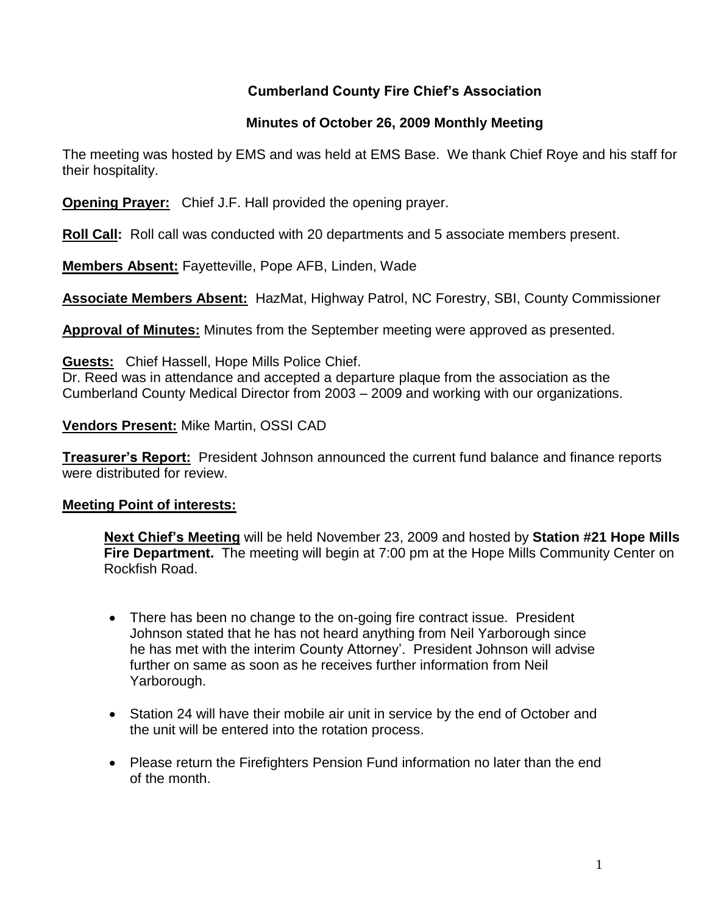# Cumberland County Fire Chief's Association

## Minutes of October 26, 2009 Monthly Meeting

The meeting was hosted by EMS and was held at EMS Base. We thank Chief Roye and his staff for their hospitality.

**Opening Prayer:** Chief J.F. Hall provided the opening prayer.

**Roll Call:** Roll call was conducted with 20 departments and 5 associate members present.

**Members Absent:** Fayetteville, Pope AFB, Linden, Wade

**Associate Members Absent:** HazMat, Highway Patrol, NC Forestry, SBI, County Commissioner

**Approval of Minutes:** Minutes from the September meeting were approved as presented.

**Guests:** Chief Hassell, Hope Mills Police Chief.
Dr. Reed was in attendance and accepted a departure plaque from the association as the Cumberland County Medical Director from 2003 – 2009 and working with our organizations.

**Vendors Present:** Mike Martin, OSSI CAD

**Treasurer's Report:** President Johnson announced the current fund balance and finance reports were distributed for review.

**Meeting Point of interests:**

**Next Chief's Meeting** will be held November 23, 2009 and hosted by **Station #21 Hope Mills Fire Department.** The meeting will begin at 7:00 pm at the Hope Mills Community Center on Rockfish Road.

- There has been no change to the on-going fire contract issue. President Johnson stated that he has not heard anything from Neil Yarborough since he has met with the interim County Attorney'. President Johnson will advise further on same as soon as he receives further information from Neil Yarborough.
- Station 24 will have their mobile air unit in service by the end of October and the unit will be entered into the rotation process.
- Please return the Firefighters Pension Fund information no later than the end of the month.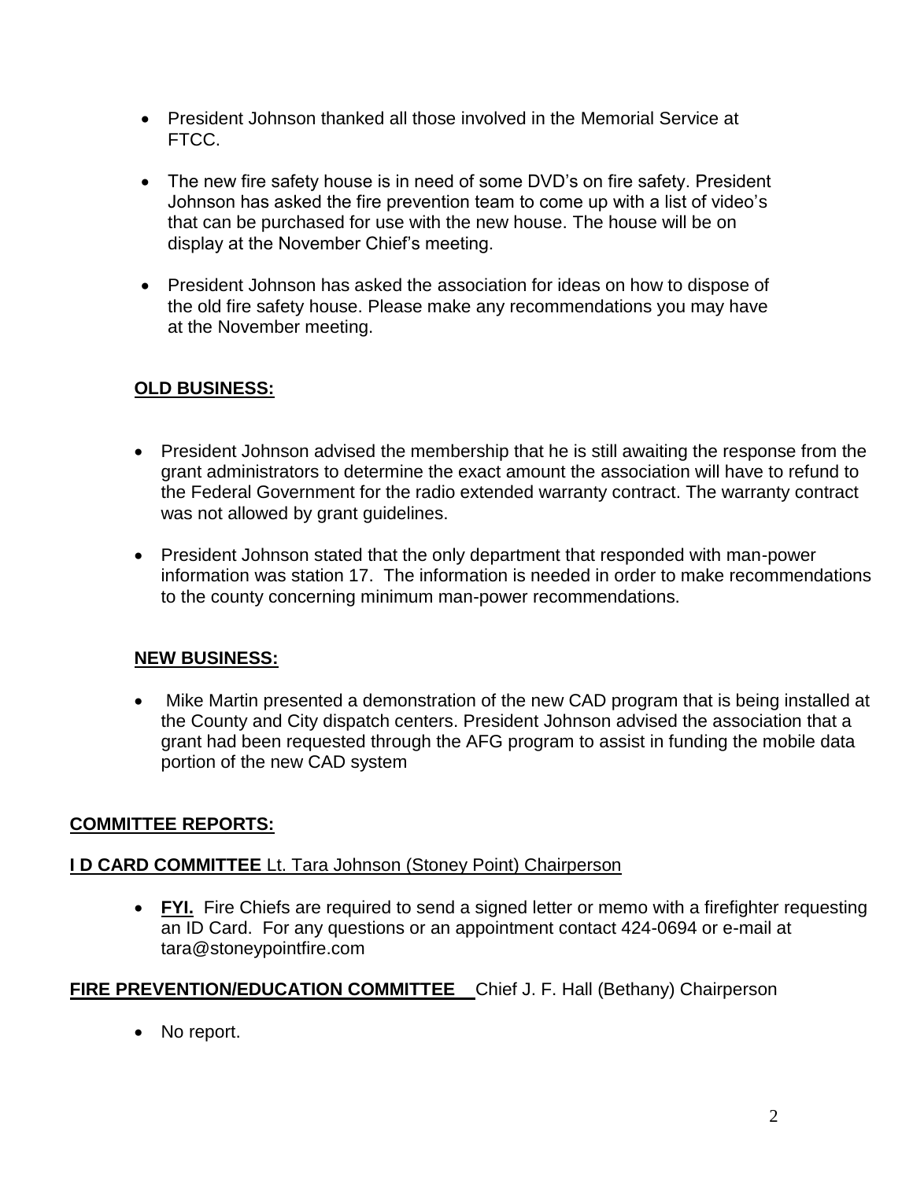- President Johnson thanked all those involved in the Memorial Service at FTCC.
- The new fire safety house is in need of some DVD's on fire safety. President Johnson has asked the fire prevention team to come up with a list of video's that can be purchased for use with the new house. The house will be on display at the November Chief's meeting.
- President Johnson has asked the association for ideas on how to dispose of the old fire safety house. Please make any recommendations you may have at the November meeting.

## **OLD BUSINESS:**

- President Johnson advised the membership that he is still awaiting the response from the grant administrators to determine the exact amount the association will have to refund to the Federal Government for the radio extended warranty contract. The warranty contract was not allowed by grant guidelines.
- President Johnson stated that the only department that responded with man-power information was station 17. The information is needed in order to make recommendations to the county concerning minimum man-power recommendations.

## **NEW BUSINESS:**

- Mike Martin presented a demonstration of the new CAD program that is being installed at the County and City dispatch centers. President Johnson advised the association that a grant had been requested through the AFG program to assist in funding the mobile data portion of the new CAD system

## **COMMITTEE REPORTS:**

### **I D CARD COMMITTEE** Lt. Tara Johnson (Stoney Point) Chairperson

- **FYI.** Fire Chiefs are required to send a signed letter or memo with a firefighter requesting an ID Card. For any questions or an appointment contact 424-0694 or e-mail at tara@stoneypointfire.com

### **FIRE PREVENTION/EDUCATION COMMITTEE** Chief J. F. Hall (Bethany) Chairperson

- No report.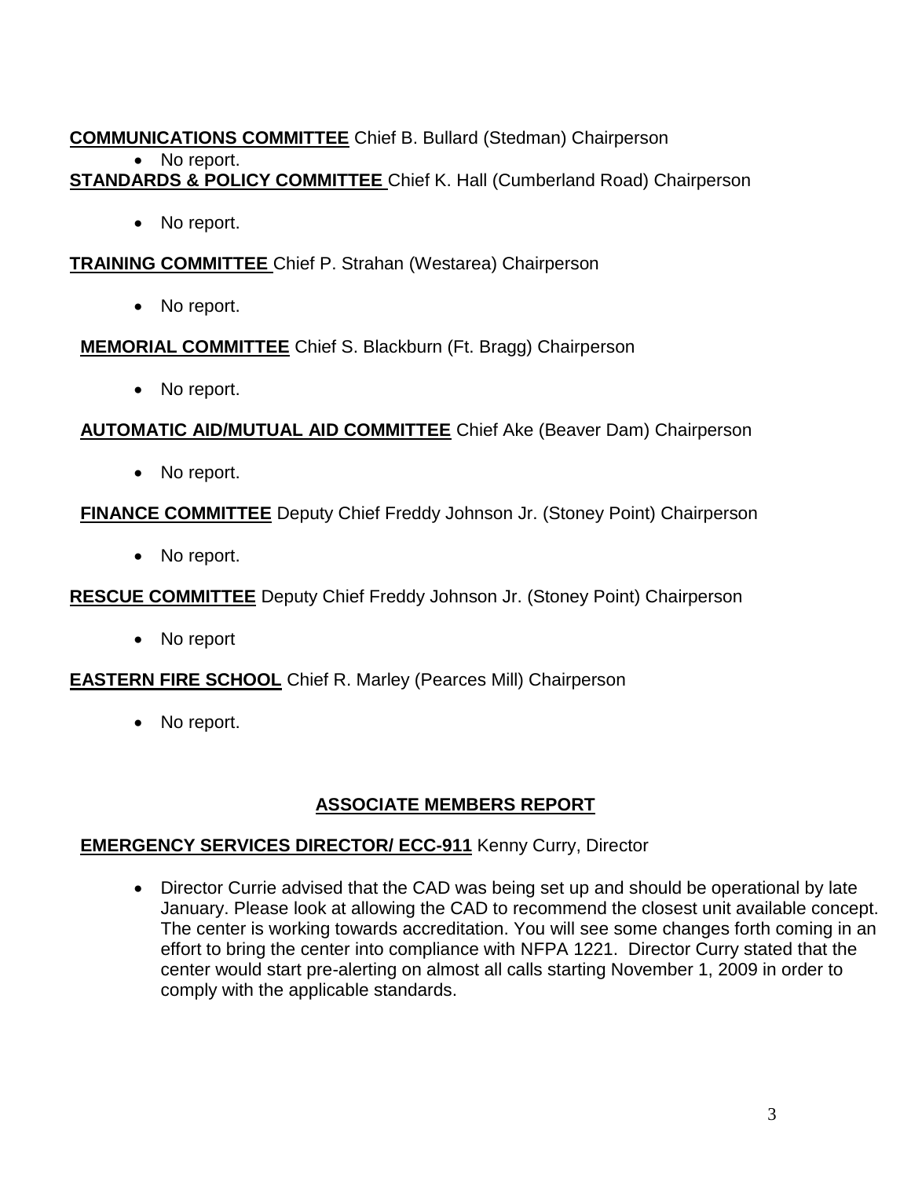**<u>COMMUNICATIONS COMMITTEE</u>** Chief B. Bullard (Stedman) Chairperson

- No report.

**<u>STANDARDS & POLICY COMMITTEE</u>** Chief K. Hall (Cumberland Road) Chairperson

- No report.

**<u>TRAINING COMMITTEE</u>** Chief P. Strahan (Westarea) Chairperson

- No report.

**<u>MEMORIAL COMMITTEE</u>** Chief S. Blackburn (Ft. Bragg) Chairperson

- No report.

**<u>AUTOMATIC AID/MUTUAL AID COMMITTEE</u>** Chief Ake (Beaver Dam) Chairperson

- No report.

**<u>FINANCE COMMITTEE</u>** Deputy Chief Freddy Johnson Jr. (Stoney Point) Chairperson

- No report.

**<u>RESCUE COMMITTEE</u>** Deputy Chief Freddy Johnson Jr. (Stoney Point) Chairperson

- No report

**<u>EASTERN FIRE SCHOOL</u>** Chief R. Marley (Pearces Mill) Chairperson

- No report.

## <u>ASSOCIATE MEMBERS REPORT</u>

**<u>EMERGENCY SERVICES DIRECTOR/ ECC-911</u>** Kenny Curry, Director

- Director Currie advised that the CAD was being set up and should be operational by late January. Please look at allowing the CAD to recommend the closest unit available concept. The center is working towards accreditation. You will see some changes forth coming in an effort to bring the center into compliance with NFPA 1221. Director Curry stated that the center would start pre-alerting on almost all calls starting November 1, 2009 in order to comply with the applicable standards.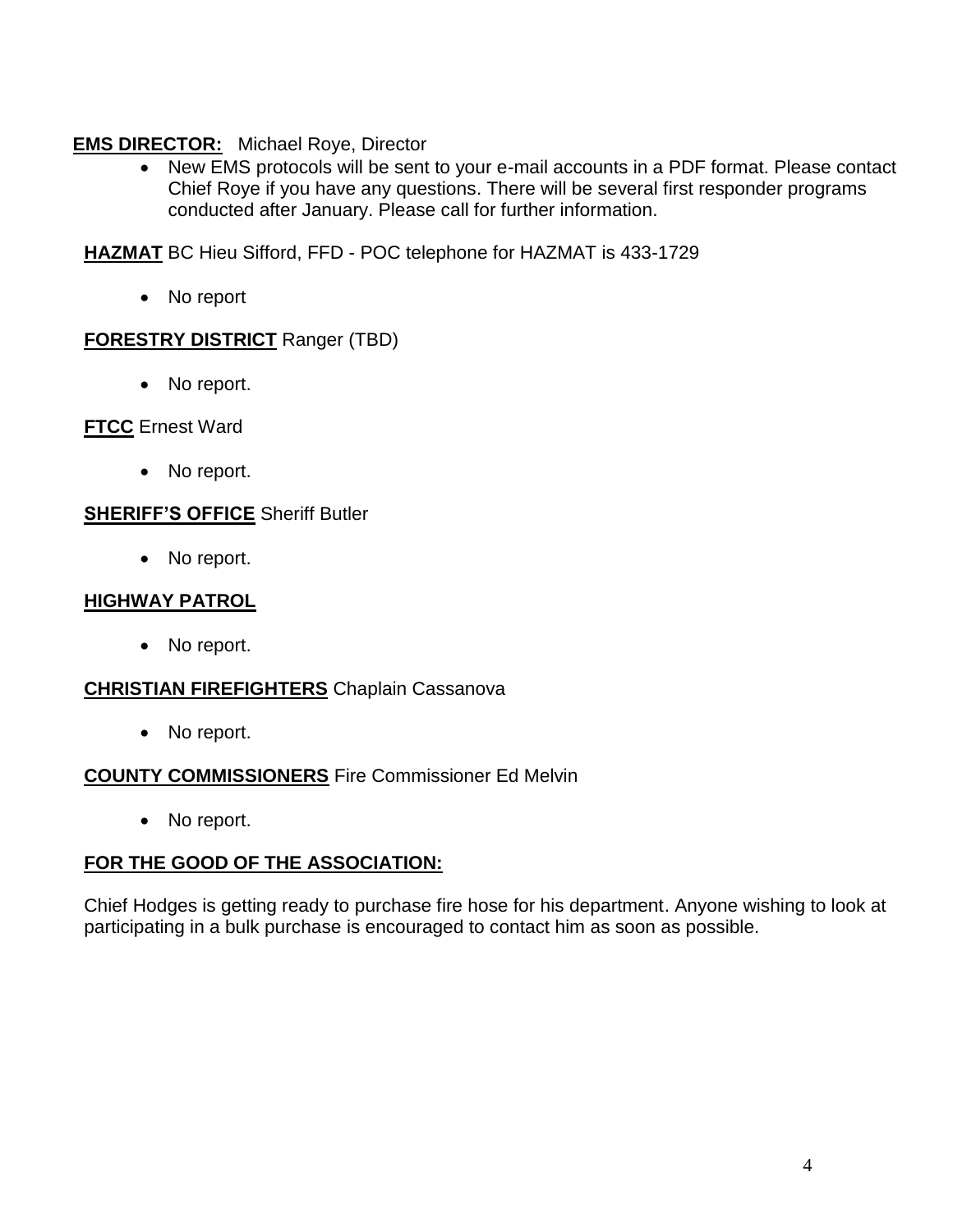**EMS DIRECTOR:** Michael Roye, Director

- New EMS protocols will be sent to your e-mail accounts in a PDF format. Please contact Chief Roye if you have any questions. There will be several first responder programs conducted after January. Please call for further information.

**HAZMAT** BC Hieu Sifford, FFD - POC telephone for HAZMAT is 433-1729

- No report

**FORESTRY DISTRICT** Ranger (TBD)

- No report.

**FTCC** Ernest Ward

- No report.

**SHERIFF'S OFFICE** Sheriff Butler

- No report.

**HIGHWAY PATROL**

- No report.

**CHRISTIAN FIREFIGHTERS** Chaplain Cassanova

- No report.

**COUNTY COMMISSIONERS** Fire Commissioner Ed Melvin

- No report.

**FOR THE GOOD OF THE ASSOCIATION:**

Chief Hodges is getting ready to purchase fire hose for his department. Anyone wishing to look at participating in a bulk purchase is encouraged to contact him as soon as possible.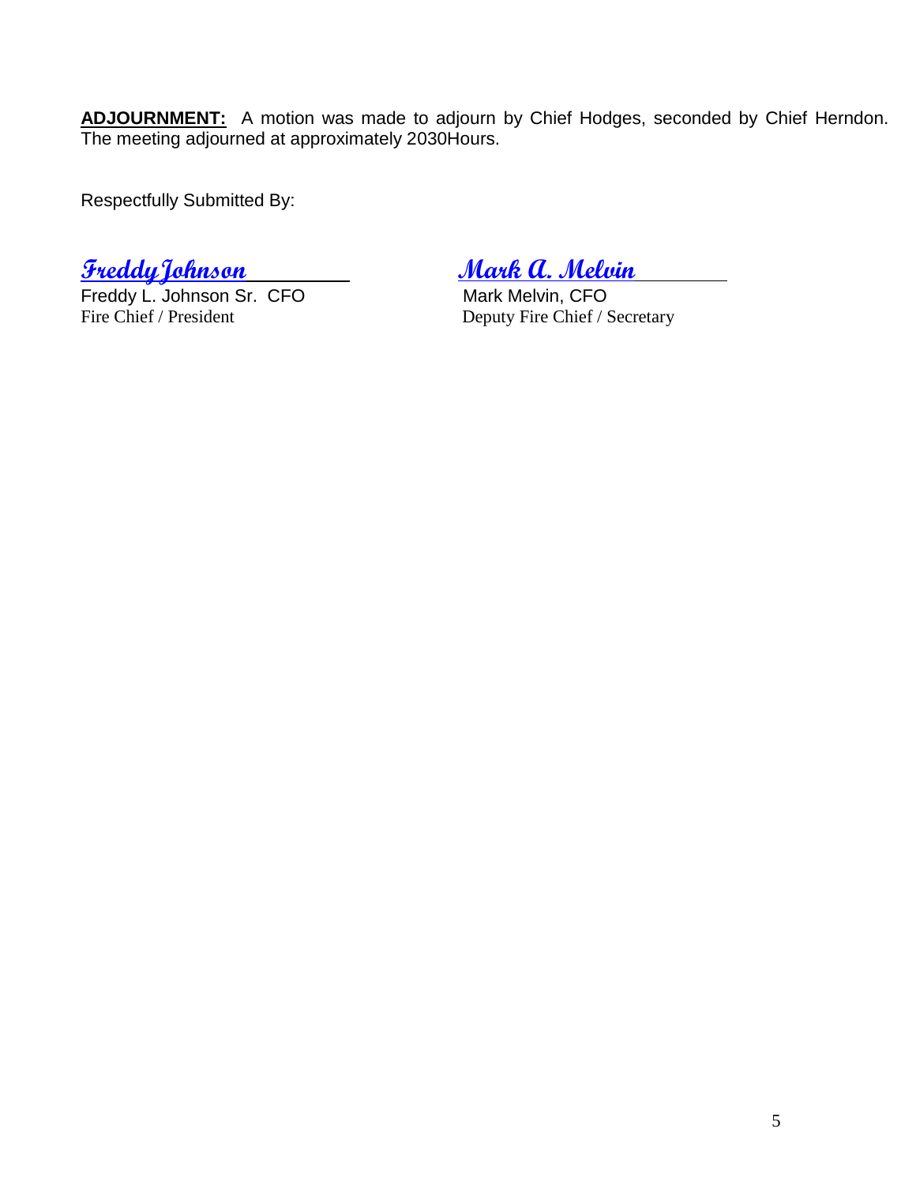**ADJOURNMENT:** A motion was made to adjourn by Chief Hodges, seconded by Chief Herndon. The meeting adjourned at approximately 2030Hours.

Respectfully Submitted By:

*Freddy Johnson*

Freddy L. Johnson Sr. CFO
Fire Chief / President

*Mark A. Melvin*

Mark Melvin, CFO
Deputy Fire Chief / Secretary